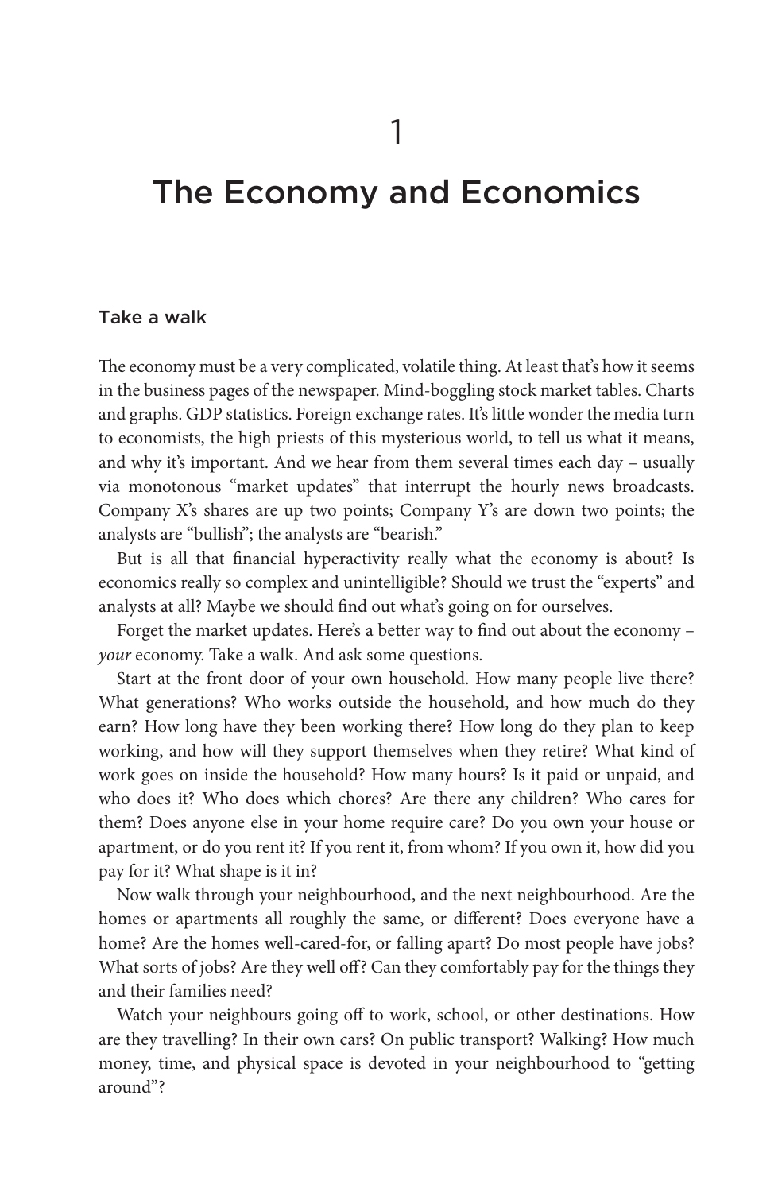# 1

# The Economy and Economics

## Take a walk

The economy must be a very complicated, volatile thing. At least that's how it seems in the business pages of the newspaper. Mind-boggling stock market tables. Charts and graphs. GDP statistics. Foreign exchange rates. It's little wonder the media turn to economists, the high priests of this mysterious world, to tell us what it means, and why it's important. And we hear from them several times each day – usually via monotonous "market updates" that interrupt the hourly news broadcasts. Company X's shares are up two points; Company Y's are down two points; the analysts are "bullish"; the analysts are "bearish."

But is all that financial hyperactivity really what the economy is about? Is economics really so complex and unintelligible? Should we trust the "experts" and analysts at all? Maybe we should find out what's going on for ourselves.

Forget the market updates. Here's a better way to find out about the economy – *your* economy. Take a walk. And ask some questions.

Start at the front door of your own household. How many people live there? What generations? Who works outside the household, and how much do they earn? How long have they been working there? How long do they plan to keep working, and how will they support themselves when they retire? What kind of work goes on inside the household? How many hours? Is it paid or unpaid, and who does it? Who does which chores? Are there any children? Who cares for them? Does anyone else in your home require care? Do you own your house or apartment, or do you rent it? If you rent it, from whom? If you own it, how did you pay for it? What shape is it in?

Now walk through your neighbourhood, and the next neighbourhood. Are the homes or apartments all roughly the same, or different? Does everyone have a home? Are the homes well-cared-for, or falling apart? Do most people have jobs? What sorts of jobs? Are they well off? Can they comfortably pay for the things they and their families need?

Watch your neighbours going off to work, school, or other destinations. How are they travelling? In their own cars? On public transport? Walking? How much money, time, and physical space is devoted in your neighbourhood to "getting around"?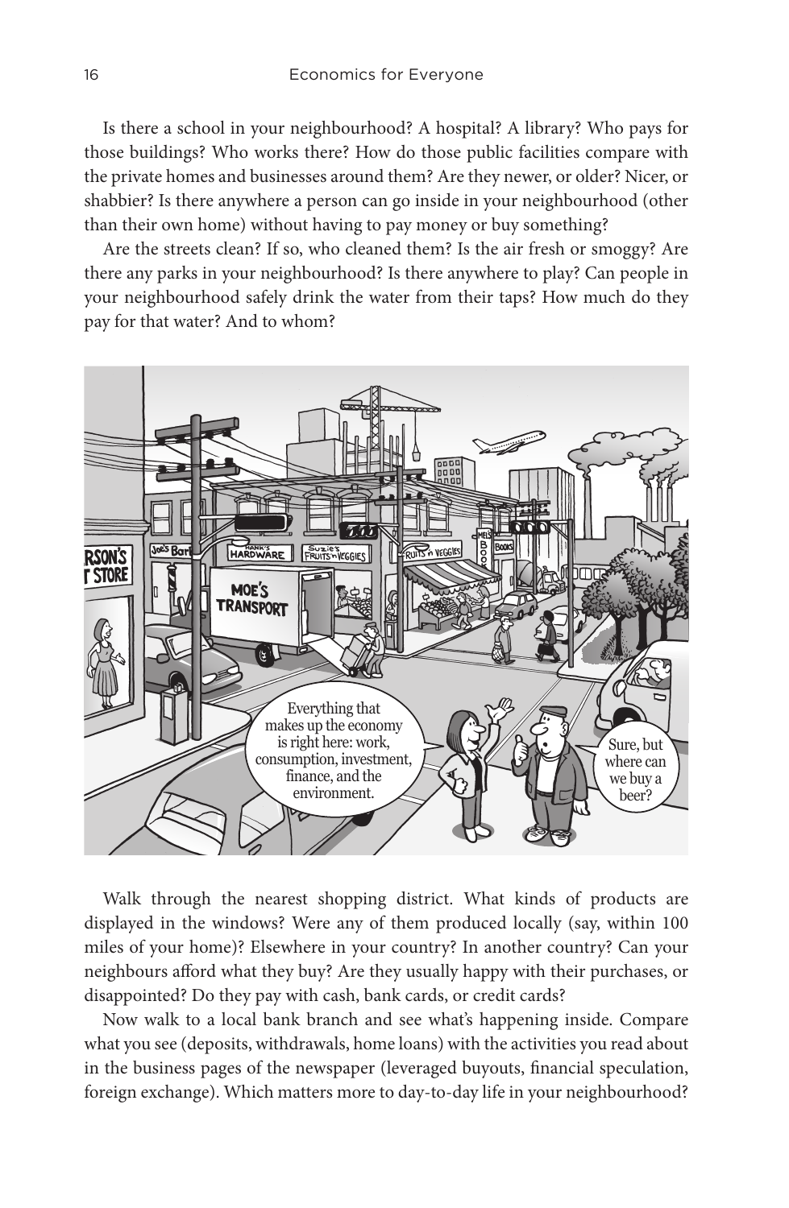Is there a school in your neighbourhood? A hospital? A library? Who pays for those buildings? Who works there? How do those public facilities compare with the private homes and businesses around them? Are they newer, or older? Nicer, or shabbier? Is there anywhere a person can go inside in your neighbourhood (other than their own home) without having to pay money or buy something?

Are the streets clean? If so, who cleaned them? Is the air fresh or smoggy? Are there any parks in your neighbourhood? Is there anywhere to play? Can people in your neighbourhood safely drink the water from their taps? How much do they pay for that water? And to whom?

Walk through the nearest shopping district. What kinds of products are displayed in the windows? Were any of them produced locally (say, within 100 miles of your home)? Elsewhere in your country? In another country? Can your neighbours afford what they buy? Are they usually happy with their purchases, or disappointed? Do they pay with cash, bank cards, or credit cards?

Now walk to a local bank branch and see what's happening inside. Compare what you see (deposits, withdrawals, home loans) with the activities you read about in the business pages of the newspaper (leveraged buyouts, financial speculation, foreign exchange). Which matters more to day-to-day life in your neighbourhood?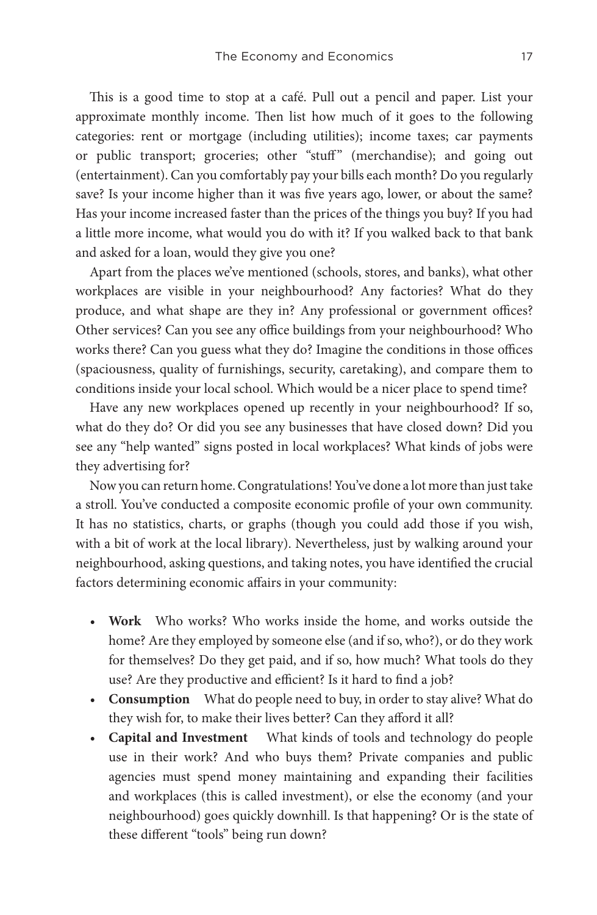This is a good time to stop at a café. Pull out a pencil and paper. List your approximate monthly income. Then list how much of it goes to the following categories: rent or mortgage (including utilities); income taxes; car payments or public transport; groceries; other "stuff" (merchandise); and going out (entertainment). Can you comfortably pay your bills each month? Do you regularly save? Is your income higher than it was five years ago, lower, or about the same? Has your income increased faster than the prices of the things you buy? If you had a little more income, what would you do with it? If you walked back to that bank and asked for a loan, would they give you one?

Apart from the places we've mentioned (schools, stores, and banks), what other workplaces are visible in your neighbourhood? Any factories? What do they produce, and what shape are they in? Any professional or government offices? Other services? Can you see any office buildings from your neighbourhood? Who works there? Can you guess what they do? Imagine the conditions in those offices (spaciousness, quality of furnishings, security, caretaking), and compare them to conditions inside your local school. Which would be a nicer place to spend time?

Have any new workplaces opened up recently in your neighbourhood? If so, what do they do? Or did you see any businesses that have closed down? Did you see any "help wanted" signs posted in local workplaces? What kinds of jobs were they advertising for?

Now you can return home. Congratulations! You've done a lot more than just take a stroll. You've conducted a composite economic profile of your own community. It has no statistics, charts, or graphs (though you could add those if you wish, with a bit of work at the local library). Nevertheless, just by walking around your neighbourhood, asking questions, and taking notes, you have identified the crucial factors determining economic affairs in your community:

- **Work** Who works? Who works inside the home, and works outside the home? Are they employed by someone else (and if so, who?), or do they work for themselves? Do they get paid, and if so, how much? What tools do they use? Are they productive and efficient? Is it hard to find a job?
- **Consumption** What do people need to buy, in order to stay alive? What do they wish for, to make their lives better? Can they afford it all?
- **Capital and Investment** What kinds of tools and technology do people use in their work? And who buys them? Private companies and public agencies must spend money maintaining and expanding their facilities and workplaces (this is called investment), or else the economy (and your neighbourhood) goes quickly downhill. Is that happening? Or is the state of these different "tools" being run down?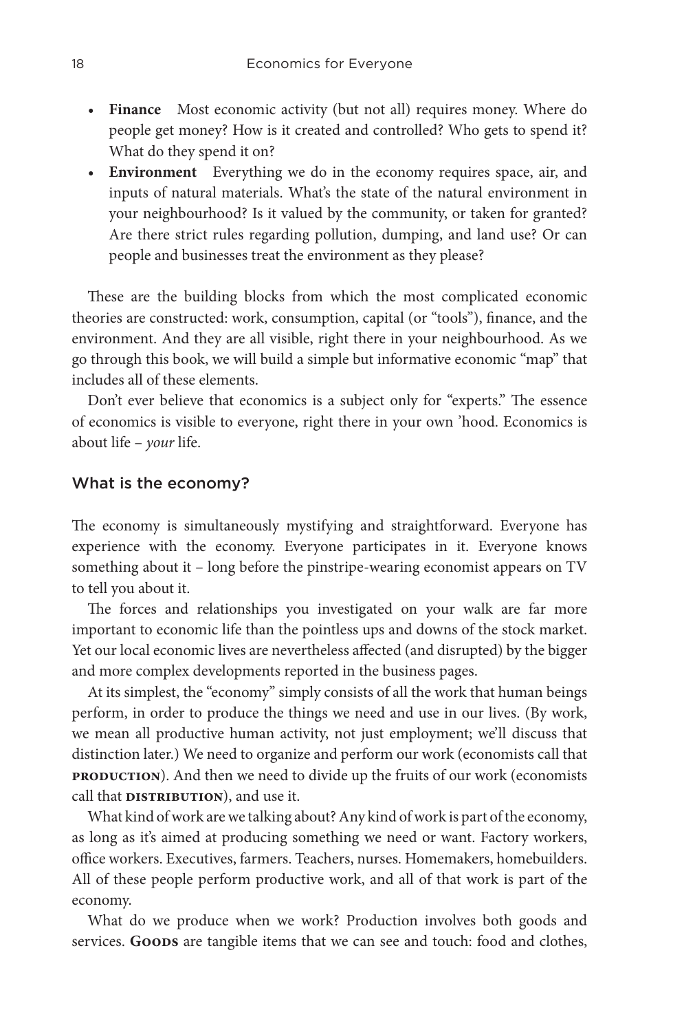- **Finance** Most economic activity (but not all) requires money. Where do people get money? How is it created and controlled? Who gets to spend it? What do they spend it on?
- **Environment** Everything we do in the economy requires space, air, and inputs of natural materials. What's the state of the natural environment in your neighbourhood? Is it valued by the community, or taken for granted? Are there strict rules regarding pollution, dumping, and land use? Or can people and businesses treat the environment as they please?

These are the building blocks from which the most complicated economic theories are constructed: work, consumption, capital (or "tools"), finance, and the environment. And they are all visible, right there in your neighbourhood. As we go through this book, we will build a simple but informative economic "map" that includes all of these elements.

Don't ever believe that economics is a subject only for "experts." The essence of economics is visible to everyone, right there in your own 'hood. Economics is about life – *your* life.

## What is the economy?

The economy is simultaneously mystifying and straightforward. Everyone has experience with the economy. Everyone participates in it. Everyone knows something about it – long before the pinstripe-wearing economist appears on TV to tell you about it.

The forces and relationships you investigated on your walk are far more important to economic life than the pointless ups and downs of the stock market. Yet our local economic lives are nevertheless affected (and disrupted) by the bigger and more complex developments reported in the business pages.

At its simplest, the "economy" simply consists of all the work that human beings perform, in order to produce the things we need and use in our lives. (By work, we mean all productive human activity, not just employment; we'll discuss that distinction later.) We need to organize and perform our work (economists call that **PRODUCTION**). And then we need to divide up the fruits of our work (economists call that **DISTRIBUTION**), and use it.

What kind of work are we talking about? Any kind of work is part of the economy, as long as it's aimed at producing something we need or want. Factory workers, office workers. Executives, farmers. Teachers, nurses. Homemakers, homebuilders. All of these people perform productive work, and all of that work is part of the economy.

What do we produce when we work? Production involves both goods and services. **GOODS** are tangible items that we can see and touch: food and clothes,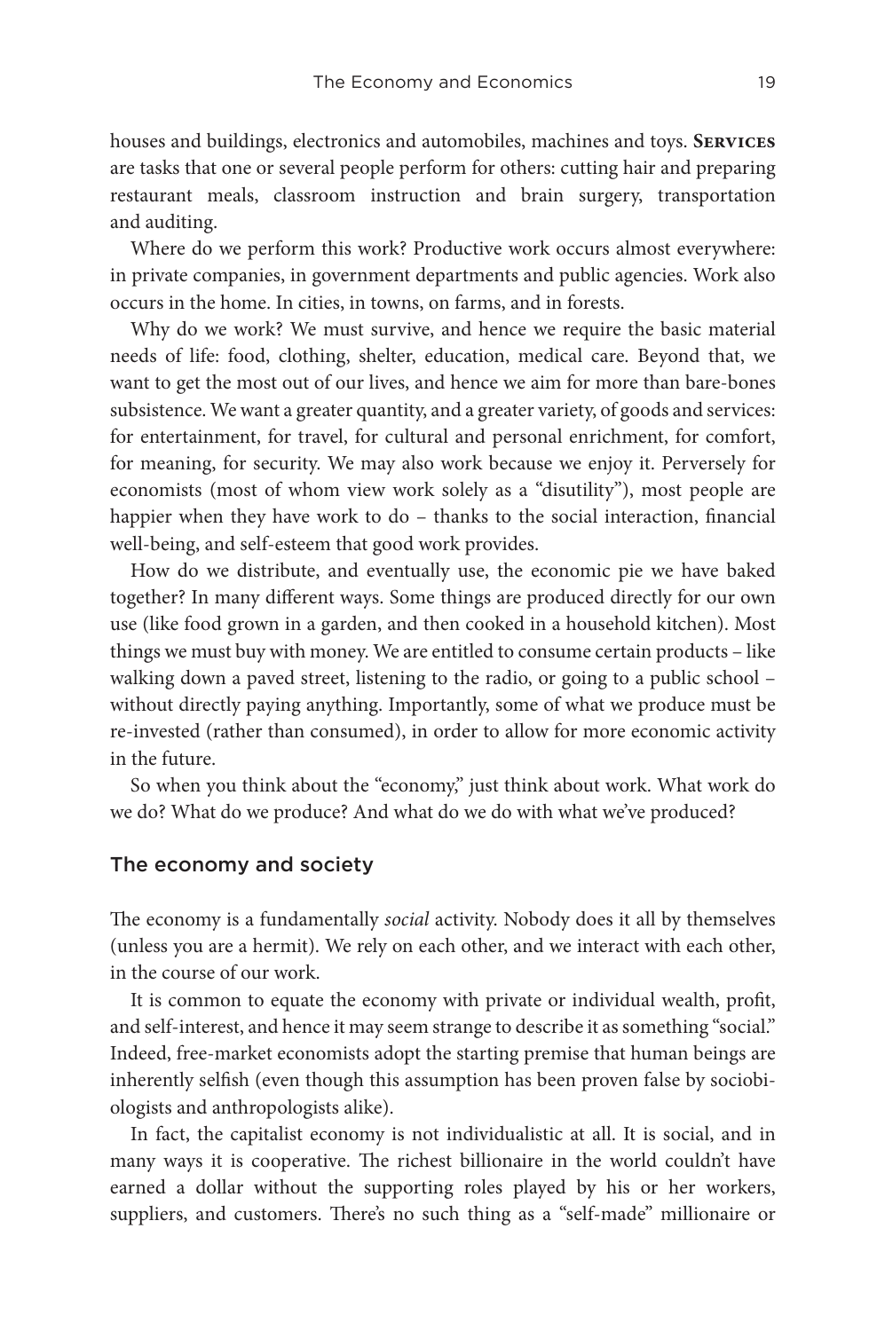houses and buildings, electronics and automobiles, machines and toys. **Services** are tasks that one or several people perform for others: cutting hair and preparing restaurant meals, classroom instruction and brain surgery, transportation and auditing.

Where do we perform this work? Productive work occurs almost everywhere: in private companies, in government departments and public agencies. Work also occurs in the home. In cities, in towns, on farms, and in forests.

Why do we work? We must survive, and hence we require the basic material needs of life: food, clothing, shelter, education, medical care. Beyond that, we want to get the most out of our lives, and hence we aim for more than bare-bones subsistence. We want a greater quantity, and a greater variety, of goods and services: for entertainment, for travel, for cultural and personal enrichment, for comfort, for meaning, for security. We may also work because we enjoy it. Perversely for economists (most of whom view work solely as a "disutility"), most people are happier when they have work to do – thanks to the social interaction, financial well-being, and self-esteem that good work provides.

How do we distribute, and eventually use, the economic pie we have baked together? In many different ways. Some things are produced directly for our own use (like food grown in a garden, and then cooked in a household kitchen). Most things we must buy with money. We are entitled to consume certain products – like walking down a paved street, listening to the radio, or going to a public school – without directly paying anything. Importantly, some of what we produce must be re-invested (rather than consumed), in order to allow for more economic activity in the future.

So when you think about the "economy," just think about work. What work do we do? What do we produce? And what do we do with what we've produced?

## The economy and society

The economy is a fundamentally *social* activity. Nobody does it all by themselves (unless you are a hermit). We rely on each other, and we interact with each other, in the course of our work.

It is common to equate the economy with private or individual wealth, profit, and self-interest, and hence it may seem strange to describe it as something "social." Indeed, free-market economists adopt the starting premise that human beings are inherently selfish (even though this assumption has been proven false by sociobiologists and anthropologists alike).

In fact, the capitalist economy is not individualistic at all. It is social, and in many ways it is cooperative. The richest billionaire in the world couldn't have earned a dollar without the supporting roles played by his or her workers, suppliers, and customers. There's no such thing as a "self-made" millionaire or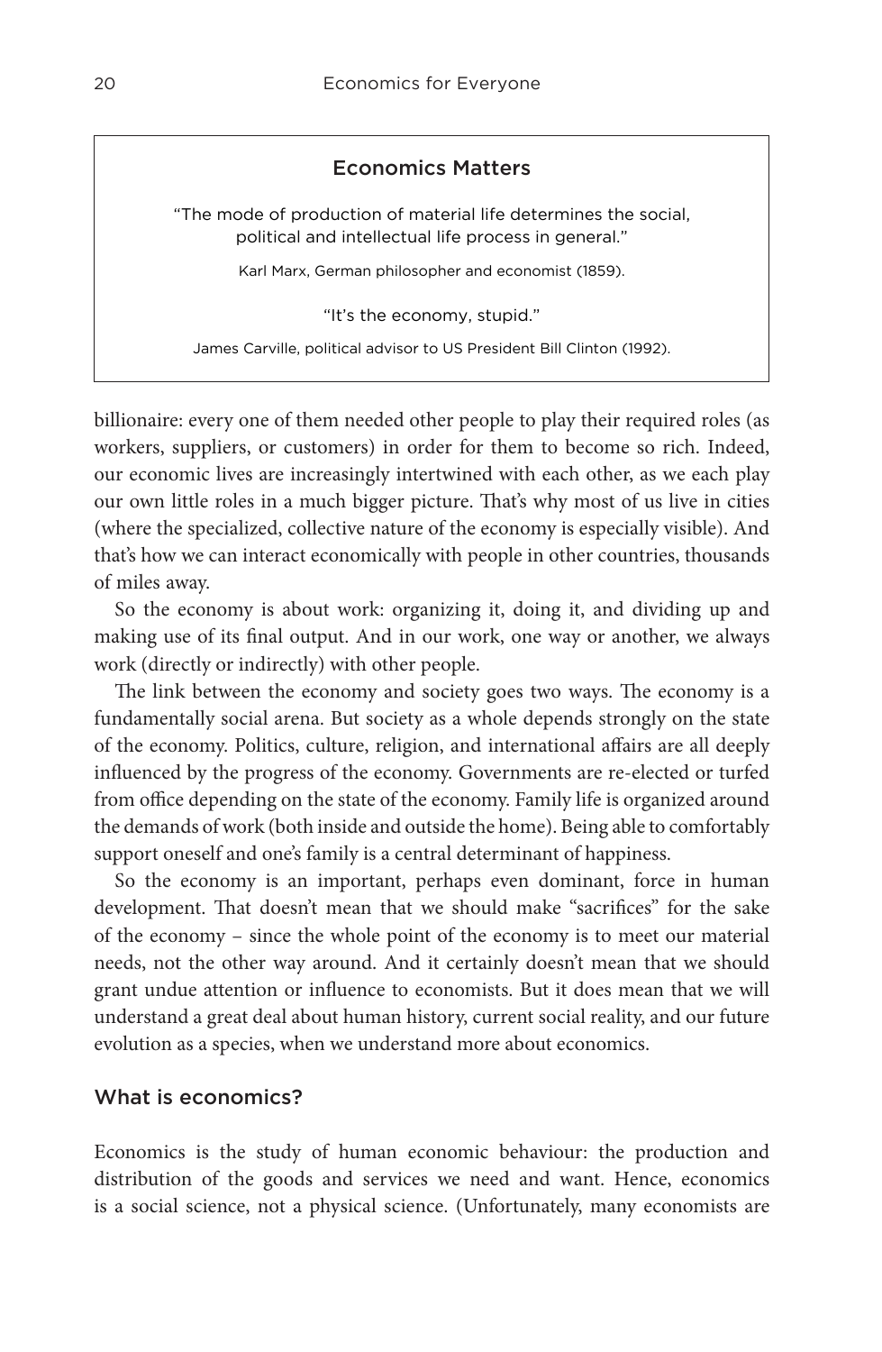> **Economics Matters**
>
> "The mode of production of material life determines the social, political and intellectual life process in general."
>
> Karl Marx, German philosopher and economist (1859).
>
> "It's the economy, stupid."
>
> James Carville, political advisor to US President Bill Clinton (1992).

billionaire: every one of them needed other people to play their required roles (as workers, suppliers, or customers) in order for them to become so rich. Indeed, our economic lives are increasingly intertwined with each other, as we each play our own little roles in a much bigger picture. That's why most of us live in cities (where the specialized, collective nature of the economy is especially visible). And that's how we can interact economically with people in other countries, thousands of miles away.

So the economy is about work: organizing it, doing it, and dividing up and making use of its final output. And in our work, one way or another, we always work (directly or indirectly) with other people.

The link between the economy and society goes two ways. The economy is a fundamentally social arena. But society as a whole depends strongly on the state of the economy. Politics, culture, religion, and international affairs are all deeply influenced by the progress of the economy. Governments are re-elected or turfed from office depending on the state of the economy. Family life is organized around the demands of work (both inside and outside the home). Being able to comfortably support oneself and one's family is a central determinant of happiness.

So the economy is an important, perhaps even dominant, force in human development. That doesn't mean that we should make "sacrifices" for the sake of the economy – since the whole point of the economy is to meet our material needs, not the other way around. And it certainly doesn't mean that we should grant undue attention or influence to economists. But it does mean that we will understand a great deal about human history, current social reality, and our future evolution as a species, when we understand more about economics.

## What is economics?

Economics is the study of human economic behaviour: the production and distribution of the goods and services we need and want. Hence, economics is a social science, not a physical science. (Unfortunately, many economists are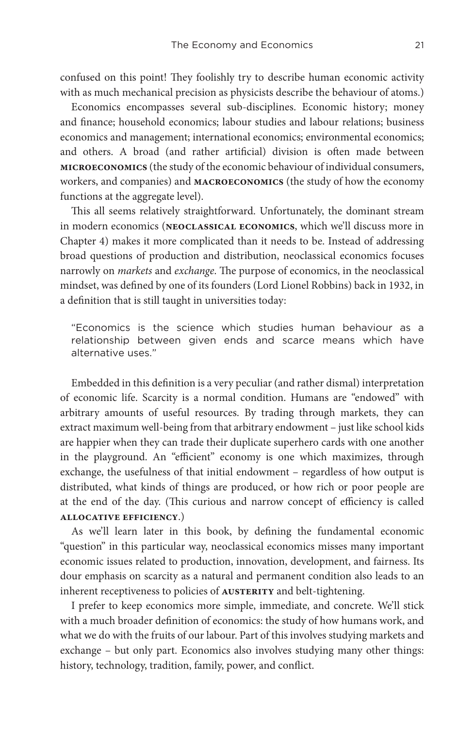confused on this point! They foolishly try to describe human economic activity with as much mechanical precision as physicists describe the behaviour of atoms.)

Economics encompasses several sub-disciplines. Economic history; money and finance; household economics; labour studies and labour relations; business economics and management; international economics; environmental economics; and others. A broad (and rather artificial) division is often made between **MICROECONOMICS** (the study of the economic behaviour of individual consumers, workers, and companies) and **MACROECONOMICS** (the study of how the economy functions at the aggregate level).

This all seems relatively straightforward. Unfortunately, the dominant stream in modern economics (**NEOCLASSICAL ECONOMICS**, which we'll discuss more in Chapter 4) makes it more complicated than it needs to be. Instead of addressing broad questions of production and distribution, neoclassical economics focuses narrowly on *markets* and *exchange*. The purpose of economics, in the neoclassical mindset, was defined by one of its founders (Lord Lionel Robbins) back in 1932, in a definition that is still taught in universities today:

> "Economics is the science which studies human behaviour as a relationship between given ends and scarce means which have alternative uses."

Embedded in this definition is a very peculiar (and rather dismal) interpretation of economic life. Scarcity is a normal condition. Humans are "endowed" with arbitrary amounts of useful resources. By trading through markets, they can extract maximum well-being from that arbitrary endowment – just like school kids are happier when they can trade their duplicate superhero cards with one another in the playground. An "efficient" economy is one which maximizes, through exchange, the usefulness of that initial endowment – regardless of how output is distributed, what kinds of things are produced, or how rich or poor people are at the end of the day. (This curious and narrow concept of efficiency is called **ALLOCATIVE EFFICIENCY**.)

As we'll learn later in this book, by defining the fundamental economic "question" in this particular way, neoclassical economics misses many important economic issues related to production, innovation, development, and fairness. Its dour emphasis on scarcity as a natural and permanent condition also leads to an inherent receptiveness to policies of **AUSTERITY** and belt-tightening.

I prefer to keep economics more simple, immediate, and concrete. We'll stick with a much broader definition of economics: the study of how humans work, and what we do with the fruits of our labour. Part of this involves studying markets and exchange – but only part. Economics also involves studying many other things: history, technology, tradition, family, power, and conflict.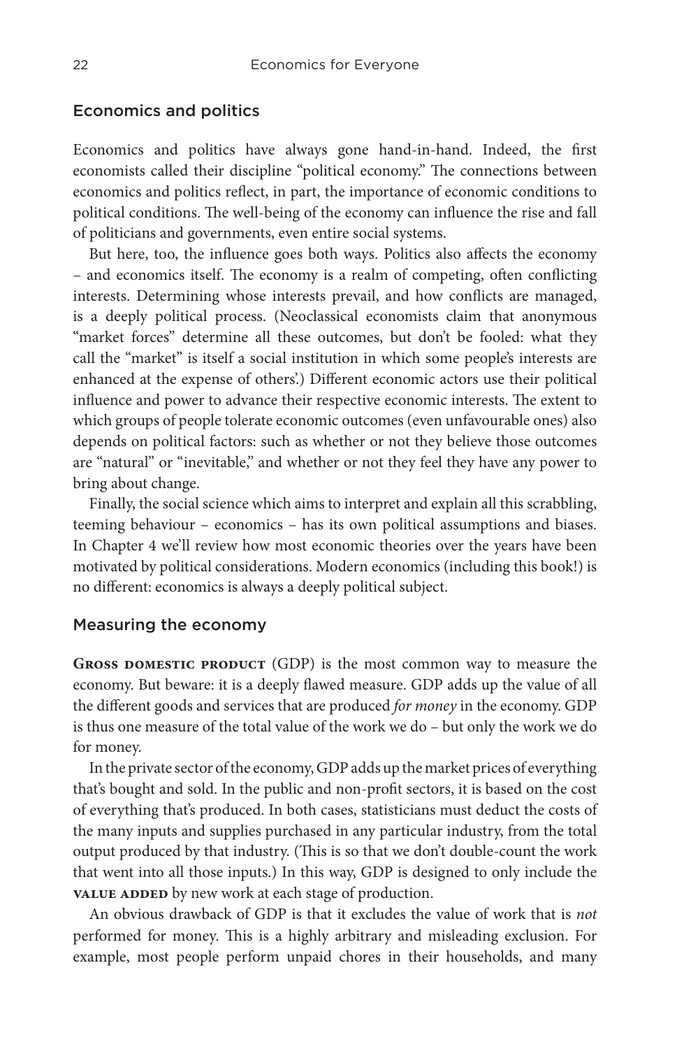## Economics and politics

Economics and politics have always gone hand-in-hand. Indeed, the first economists called their discipline "political economy." The connections between economics and politics reflect, in part, the importance of economic conditions to political conditions. The well-being of the economy can influence the rise and fall of politicians and governments, even entire social systems.

But here, too, the influence goes both ways. Politics also affects the economy – and economics itself. The economy is a realm of competing, often conflicting interests. Determining whose interests prevail, and how conflicts are managed, is a deeply political process. (Neoclassical economists claim that anonymous "market forces" determine all these outcomes, but don't be fooled: what they call the "market" is itself a social institution in which some people's interests are enhanced at the expense of others'.) Different economic actors use their political influence and power to advance their respective economic interests. The extent to which groups of people tolerate economic outcomes (even unfavourable ones) also depends on political factors: such as whether or not they believe those outcomes are "natural" or "inevitable," and whether or not they feel they have any power to bring about change.

Finally, the social science which aims to interpret and explain all this scrabbling, teeming behaviour – economics – has its own political assumptions and biases. In Chapter 4 we'll review how most economic theories over the years have been motivated by political considerations. Modern economics (including this book!) is no different: economics is always a deeply political subject.

## Measuring the economy

**Gross domestic product** (GDP) is the most common way to measure the economy. But beware: it is a deeply flawed measure. GDP adds up the value of all the different goods and services that are produced *for money* in the economy. GDP is thus one measure of the total value of the work we do – but only the work we do for money.

In the private sector of the economy, GDP adds up the market prices of everything that's bought and sold. In the public and non-profit sectors, it is based on the cost of everything that's produced. In both cases, statisticians must deduct the costs of the many inputs and supplies purchased in any particular industry, from the total output produced by that industry. (This is so that we don't double-count the work that went into all those inputs.) In this way, GDP is designed to only include the **value added** by new work at each stage of production.

An obvious drawback of GDP is that it excludes the value of work that is *not* performed for money. This is a highly arbitrary and misleading exclusion. For example, most people perform unpaid chores in their households, and many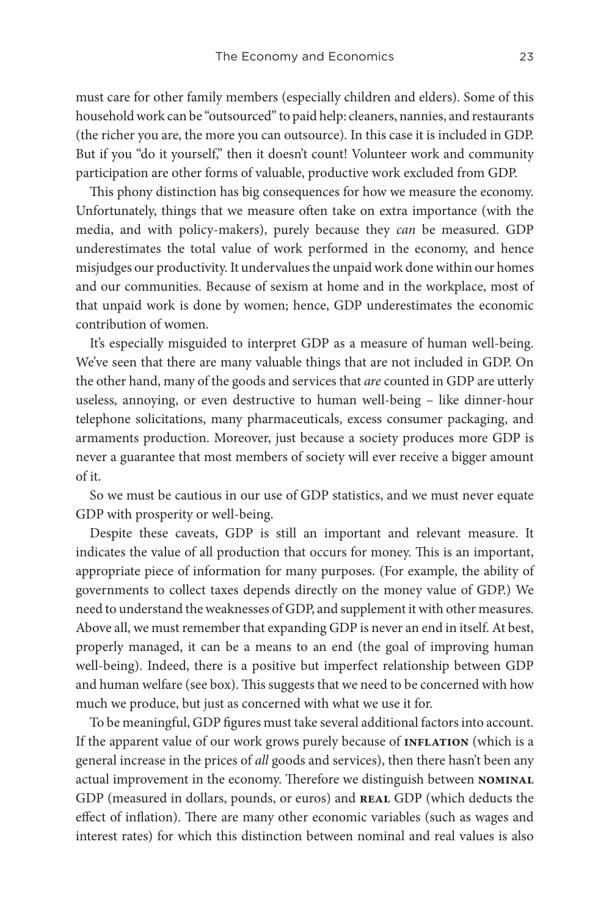must care for other family members (especially children and elders). Some of this household work can be "outsourced" to paid help: cleaners, nannies, and restaurants (the richer you are, the more you can outsource). In this case it is included in GDP. But if you "do it yourself," then it doesn't count! Volunteer work and community participation are other forms of valuable, productive work excluded from GDP.

This phony distinction has big consequences for how we measure the economy. Unfortunately, things that we measure often take on extra importance (with the media, and with policy-makers), purely because they *can* be measured. GDP underestimates the total value of work performed in the economy, and hence misjudges our productivity. It undervalues the unpaid work done within our homes and our communities. Because of sexism at home and in the workplace, most of that unpaid work is done by women; hence, GDP underestimates the economic contribution of women.

It's especially misguided to interpret GDP as a measure of human well-being. We've seen that there are many valuable things that are not included in GDP. On the other hand, many of the goods and services that *are* counted in GDP are utterly useless, annoying, or even destructive to human well-being – like dinner-hour telephone solicitations, many pharmaceuticals, excess consumer packaging, and armaments production. Moreover, just because a society produces more GDP is never a guarantee that most members of society will ever receive a bigger amount of it.

So we must be cautious in our use of GDP statistics, and we must never equate GDP with prosperity or well-being.

Despite these caveats, GDP is still an important and relevant measure. It indicates the value of all production that occurs for money. This is an important, appropriate piece of information for many purposes. (For example, the ability of governments to collect taxes depends directly on the money value of GDP.) We need to understand the weaknesses of GDP, and supplement it with other measures. Above all, we must remember that expanding GDP is never an end in itself. At best, properly managed, it can be a means to an end (the goal of improving human well-being). Indeed, there is a positive but imperfect relationship between GDP and human welfare (see box). This suggests that we need to be concerned with how much we produce, but just as concerned with what we use it for.

To be meaningful, GDP figures must take several additional factors into account. If the apparent value of our work grows purely because of **inflation** (which is a general increase in the prices of *all* goods and services), then there hasn't been any actual improvement in the economy. Therefore we distinguish between **nominal** GDP (measured in dollars, pounds, or euros) and **real** GDP (which deducts the effect of inflation). There are many other economic variables (such as wages and interest rates) for which this distinction between nominal and real values is also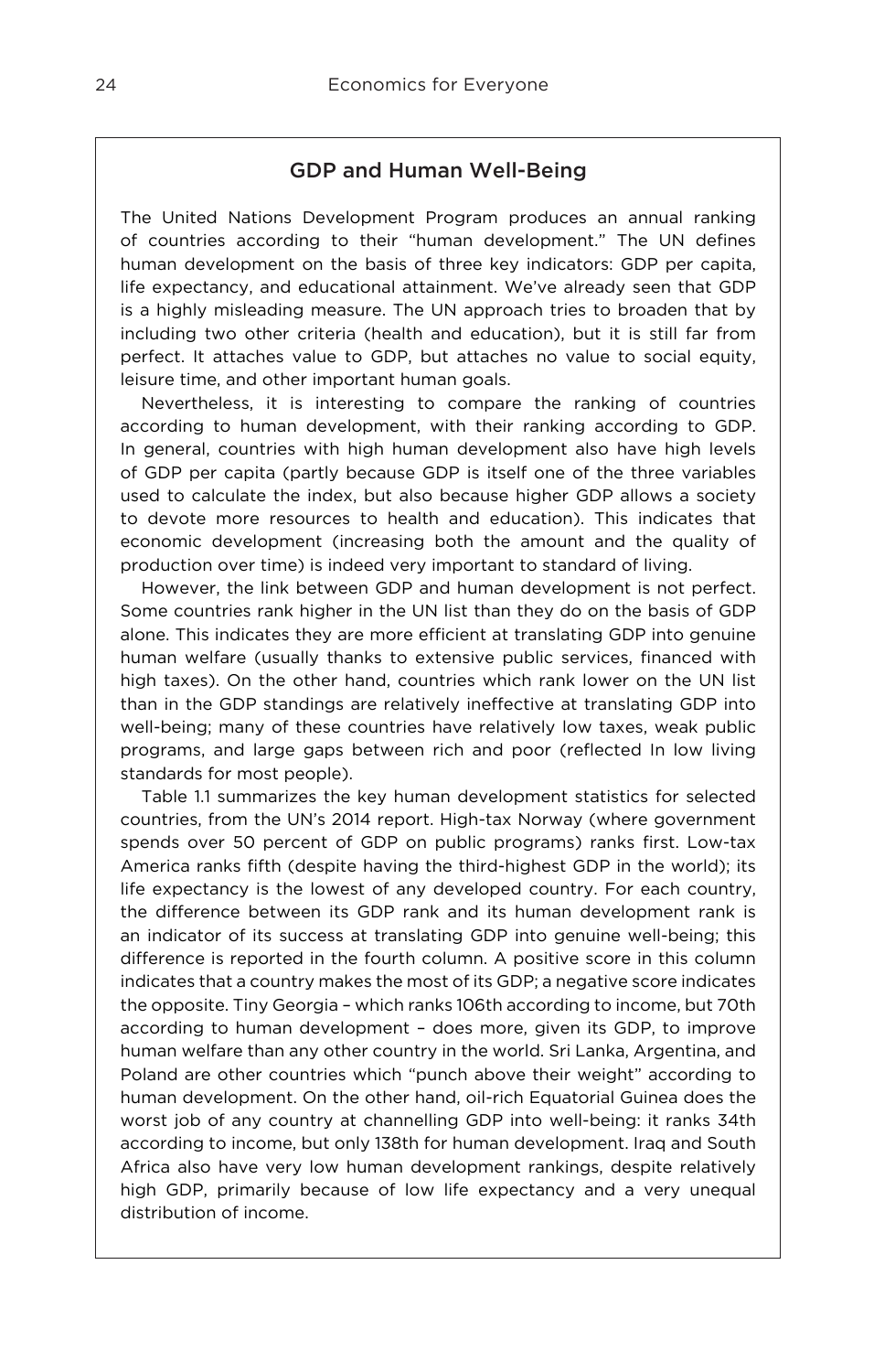## GDP and Human Well-Being

The United Nations Development Program produces an annual ranking of countries according to their "human development." The UN defines human development on the basis of three key indicators: GDP per capita, life expectancy, and educational attainment. We've already seen that GDP is a highly misleading measure. The UN approach tries to broaden that by including two other criteria (health and education), but it is still far from perfect. It attaches value to GDP, but attaches no value to social equity, leisure time, and other important human goals.

Nevertheless, it is interesting to compare the ranking of countries according to human development, with their ranking according to GDP. In general, countries with high human development also have high levels of GDP per capita (partly because GDP is itself one of the three variables used to calculate the index, but also because higher GDP allows a society to devote more resources to health and education). This indicates that economic development (increasing both the amount and the quality of production over time) is indeed very important to standard of living.

However, the link between GDP and human development is not perfect. Some countries rank higher in the UN list than they do on the basis of GDP alone. This indicates they are more efficient at translating GDP into genuine human welfare (usually thanks to extensive public services, financed with high taxes). On the other hand, countries which rank lower on the UN list than in the GDP standings are relatively ineffective at translating GDP into well-being; many of these countries have relatively low taxes, weak public programs, and large gaps between rich and poor (reflected In low living standards for most people).

Table 1.1 summarizes the key human development statistics for selected countries, from the UN's 2014 report. High-tax Norway (where government spends over 50 percent of GDP on public programs) ranks first. Low-tax America ranks fifth (despite having the third-highest GDP in the world); its life expectancy is the lowest of any developed country. For each country, the difference between its GDP rank and its human development rank is an indicator of its success at translating GDP into genuine well-being; this difference is reported in the fourth column. A positive score in this column indicates that a country makes the most of its GDP; a negative score indicates the opposite. Tiny Georgia – which ranks 106th according to income, but 70th according to human development – does more, given its GDP, to improve human welfare than any other country in the world. Sri Lanka, Argentina, and Poland are other countries which "punch above their weight" according to human development. On the other hand, oil-rich Equatorial Guinea does the worst job of any country at channelling GDP into well-being: it ranks 34th according to income, but only 138th for human development. Iraq and South Africa also have very low human development rankings, despite relatively high GDP, primarily because of low life expectancy and a very unequal distribution of income.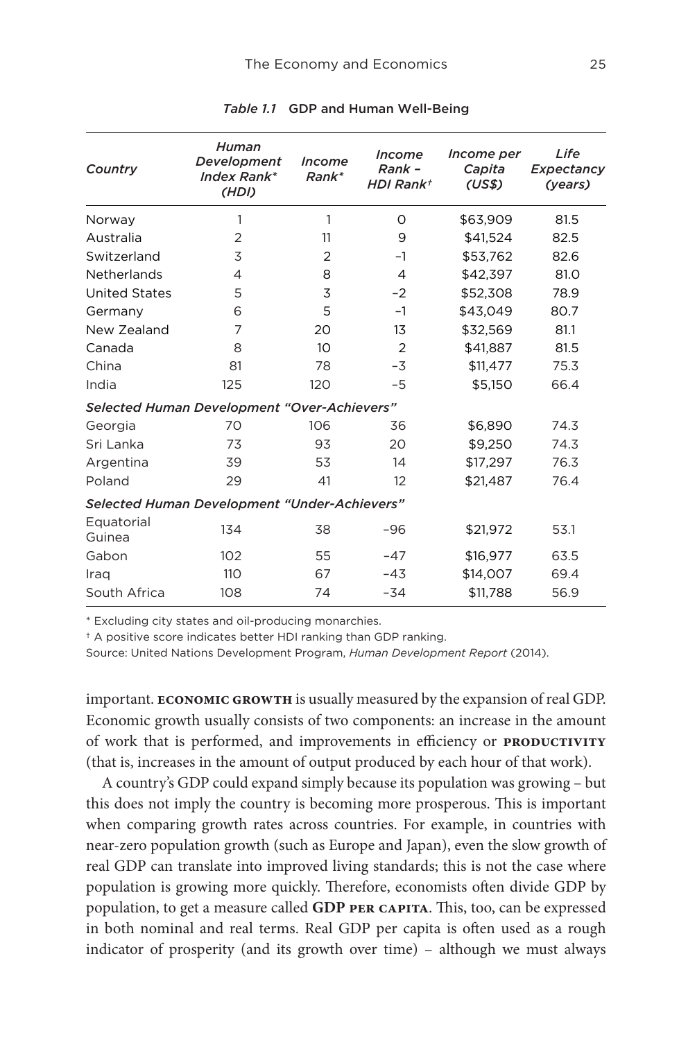*Table 1.1* GDP and Human Well-Being

| *Country* | *Human Development Index Rank\* (HDI)* | *Income Rank\** | *Income Rank – HDI Rank†* | *Income per Capita (US$)* | *Life Expectancy (years)* |
|---|---|---|---|---|---|
| Norway | 1 | 1 | 0 | $63,909 | 81.5 |
| Australia | 2 | 11 | 9 | $41,524 | 82.5 |
| Switzerland | 3 | 2 | –1 | $53,762 | 82.6 |
| Netherlands | 4 | 8 | 4 | $42,397 | 81.0 |
| United States | 5 | 3 | –2 | $52,308 | 78.9 |
| Germany | 6 | 5 | –1 | $43,049 | 80.7 |
| New Zealand | 7 | 20 | 13 | $32,569 | 81.1 |
| Canada | 8 | 10 | 2 | $41,887 | 81.5 |
| China | 81 | 78 | –3 | $11,477 | 75.3 |
| India | 125 | 120 | –5 | $5,150 | 66.4 |
| ***Selected Human Development "Over-Achievers"*** | | | | | |
| Georgia | 70 | 106 | 36 | $6,890 | 74.3 |
| Sri Lanka | 73 | 93 | 20 | $9,250 | 74.3 |
| Argentina | 39 | 53 | 14 | $17,297 | 76.3 |
| Poland | 29 | 41 | 12 | $21,487 | 76.4 |
| ***Selected Human Development "Under-Achievers"*** | | | | | |
| Equatorial Guinea | 134 | 38 | –96 | $21,972 | 53.1 |
| Gabon | 102 | 55 | –47 | $16,977 | 63.5 |
| Iraq | 110 | 67 | –43 | $14,007 | 69.4 |
| South Africa | 108 | 74 | –34 | $11,788 | 56.9 |

\* Excluding city states and oil-producing monarchies.

† A positive score indicates better HDI ranking than GDP ranking.

Source: United Nations Development Program, *Human Development Report* (2014).

important. **ECONOMIC GROWTH** is usually measured by the expansion of real GDP. Economic growth usually consists of two components: an increase in the amount of work that is performed, and improvements in efficiency or **PRODUCTIVITY** (that is, increases in the amount of output produced by each hour of that work).

A country's GDP could expand simply because its population was growing – but this does not imply the country is becoming more prosperous. This is important when comparing growth rates across countries. For example, in countries with near-zero population growth (such as Europe and Japan), even the slow growth of real GDP can translate into improved living standards; this is not the case where population is growing more quickly. Therefore, economists often divide GDP by population, to get a measure called **GDP PER CAPITA**. This, too, can be expressed in both nominal and real terms. Real GDP per capita is often used as a rough indicator of prosperity (and its growth over time) – although we must always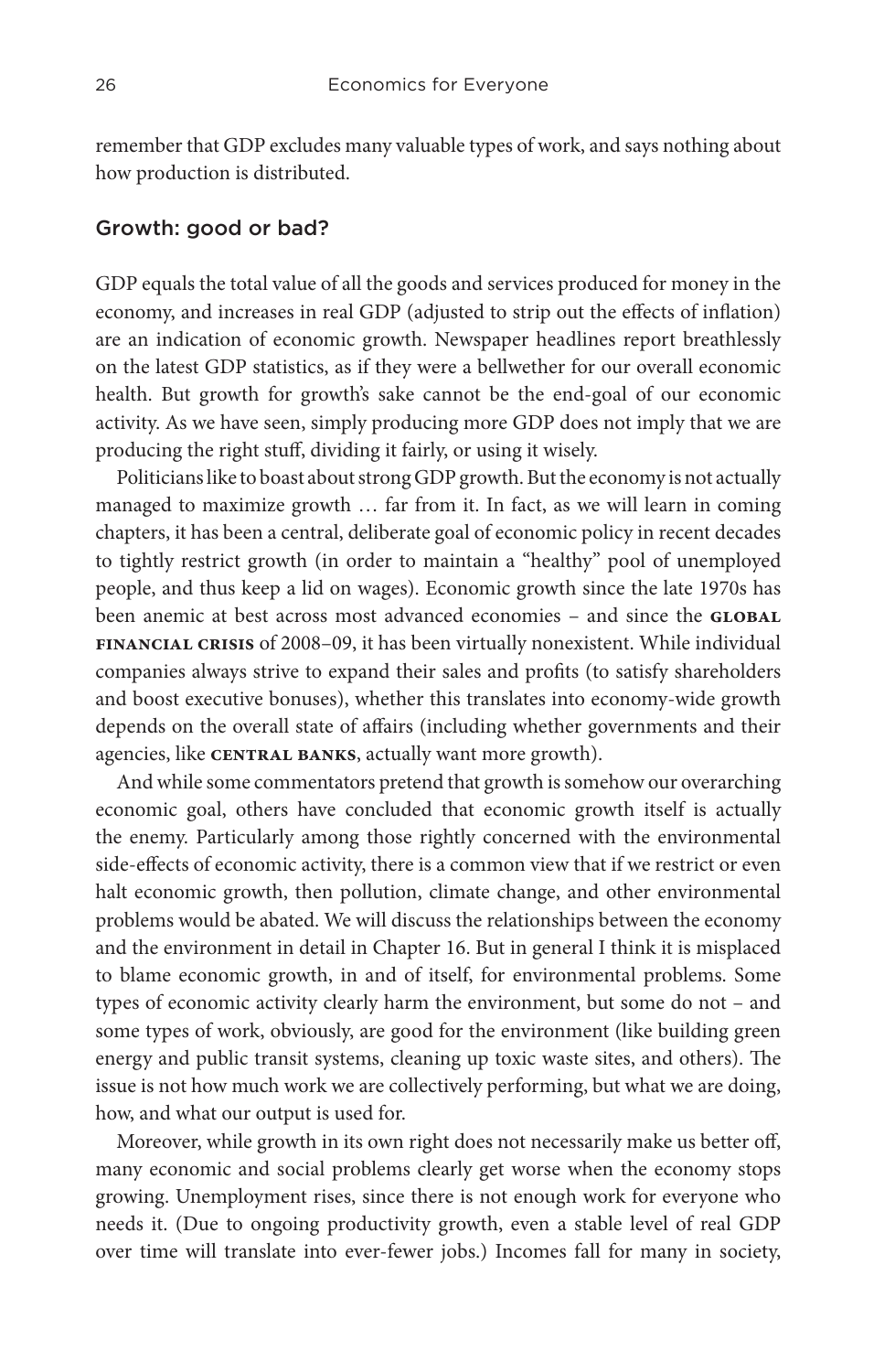remember that GDP excludes many valuable types of work, and says nothing about how production is distributed.

## Growth: good or bad?

GDP equals the total value of all the goods and services produced for money in the economy, and increases in real GDP (adjusted to strip out the effects of inflation) are an indication of economic growth. Newspaper headlines report breathlessly on the latest GDP statistics, as if they were a bellwether for our overall economic health. But growth for growth's sake cannot be the end-goal of our economic activity. As we have seen, simply producing more GDP does not imply that we are producing the right stuff, dividing it fairly, or using it wisely.

Politicians like to boast about strong GDP growth. But the economy is not actually managed to maximize growth … far from it. In fact, as we will learn in coming chapters, it has been a central, deliberate goal of economic policy in recent decades to tightly restrict growth (in order to maintain a "healthy" pool of unemployed people, and thus keep a lid on wages). Economic growth since the late 1970s has been anemic at best across most advanced economies – and since the **global financial crisis** of 2008–09, it has been virtually nonexistent. While individual companies always strive to expand their sales and profits (to satisfy shareholders and boost executive bonuses), whether this translates into economy-wide growth depends on the overall state of affairs (including whether governments and their agencies, like **central banks**, actually want more growth).

And while some commentators pretend that growth is somehow our overarching economic goal, others have concluded that economic growth itself is actually the enemy. Particularly among those rightly concerned with the environmental side-effects of economic activity, there is a common view that if we restrict or even halt economic growth, then pollution, climate change, and other environmental problems would be abated. We will discuss the relationships between the economy and the environment in detail in Chapter 16. But in general I think it is misplaced to blame economic growth, in and of itself, for environmental problems. Some types of economic activity clearly harm the environment, but some do not – and some types of work, obviously, are good for the environment (like building green energy and public transit systems, cleaning up toxic waste sites, and others). The issue is not how much work we are collectively performing, but what we are doing, how, and what our output is used for.

Moreover, while growth in its own right does not necessarily make us better off, many economic and social problems clearly get worse when the economy stops growing. Unemployment rises, since there is not enough work for everyone who needs it. (Due to ongoing productivity growth, even a stable level of real GDP over time will translate into ever-fewer jobs.) Incomes fall for many in society,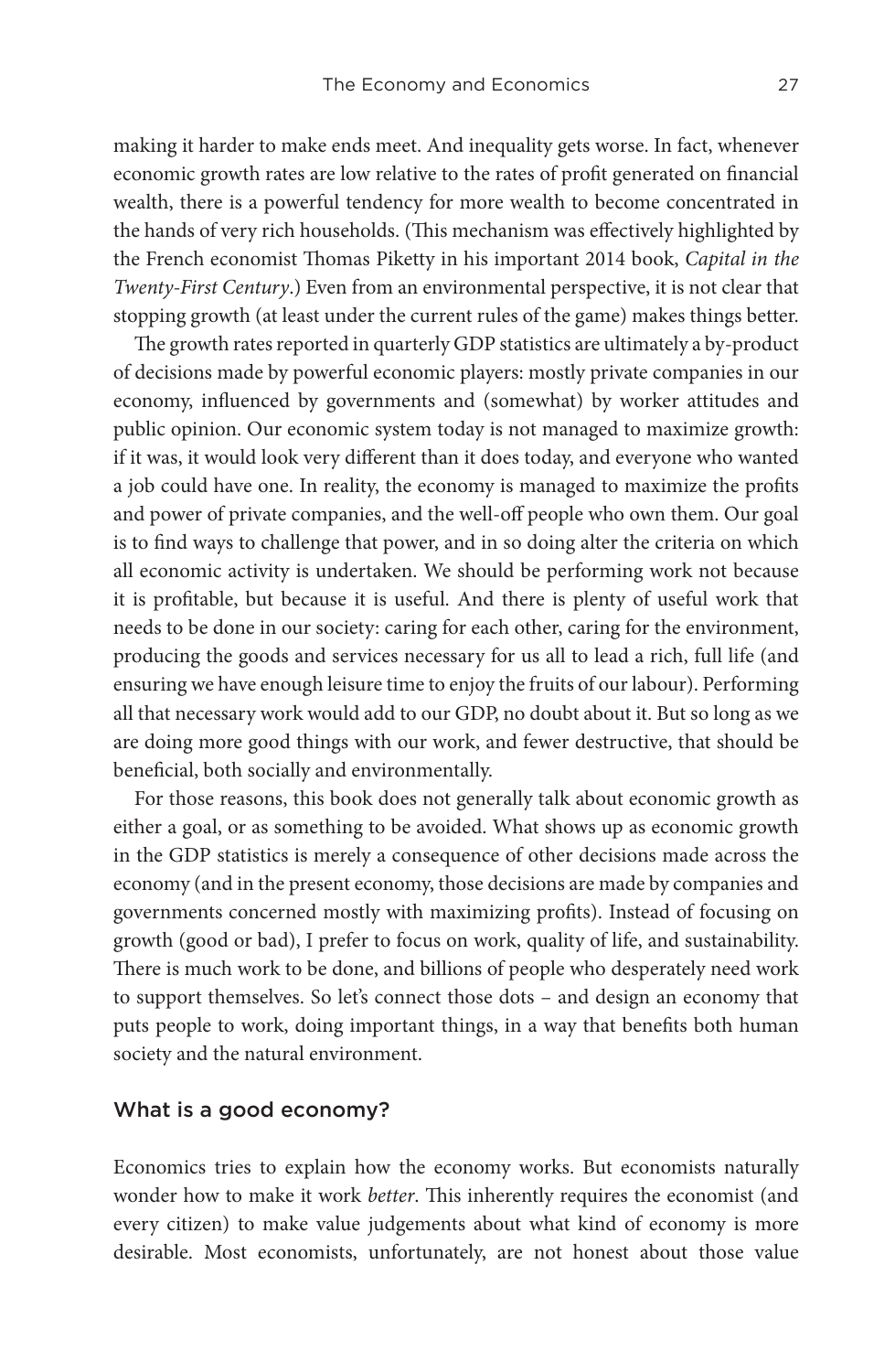making it harder to make ends meet. And inequality gets worse. In fact, whenever economic growth rates are low relative to the rates of profit generated on financial wealth, there is a powerful tendency for more wealth to become concentrated in the hands of very rich households. (This mechanism was effectively highlighted by the French economist Thomas Piketty in his important 2014 book, *Capital in the Twenty-First Century*.) Even from an environmental perspective, it is not clear that stopping growth (at least under the current rules of the game) makes things better.

The growth rates reported in quarterly GDP statistics are ultimately a by-product of decisions made by powerful economic players: mostly private companies in our economy, influenced by governments and (somewhat) by worker attitudes and public opinion. Our economic system today is not managed to maximize growth: if it was, it would look very different than it does today, and everyone who wanted a job could have one. In reality, the economy is managed to maximize the profits and power of private companies, and the well-off people who own them. Our goal is to find ways to challenge that power, and in so doing alter the criteria on which all economic activity is undertaken. We should be performing work not because it is profitable, but because it is useful. And there is plenty of useful work that needs to be done in our society: caring for each other, caring for the environment, producing the goods and services necessary for us all to lead a rich, full life (and ensuring we have enough leisure time to enjoy the fruits of our labour). Performing all that necessary work would add to our GDP, no doubt about it. But so long as we are doing more good things with our work, and fewer destructive, that should be beneficial, both socially and environmentally.

For those reasons, this book does not generally talk about economic growth as either a goal, or as something to be avoided. What shows up as economic growth in the GDP statistics is merely a consequence of other decisions made across the economy (and in the present economy, those decisions are made by companies and governments concerned mostly with maximizing profits). Instead of focusing on growth (good or bad), I prefer to focus on work, quality of life, and sustainability. There is much work to be done, and billions of people who desperately need work to support themselves. So let's connect those dots – and design an economy that puts people to work, doing important things, in a way that benefits both human society and the natural environment.

## What is a good economy?

Economics tries to explain how the economy works. But economists naturally wonder how to make it work *better*. This inherently requires the economist (and every citizen) to make value judgements about what kind of economy is more desirable. Most economists, unfortunately, are not honest about those value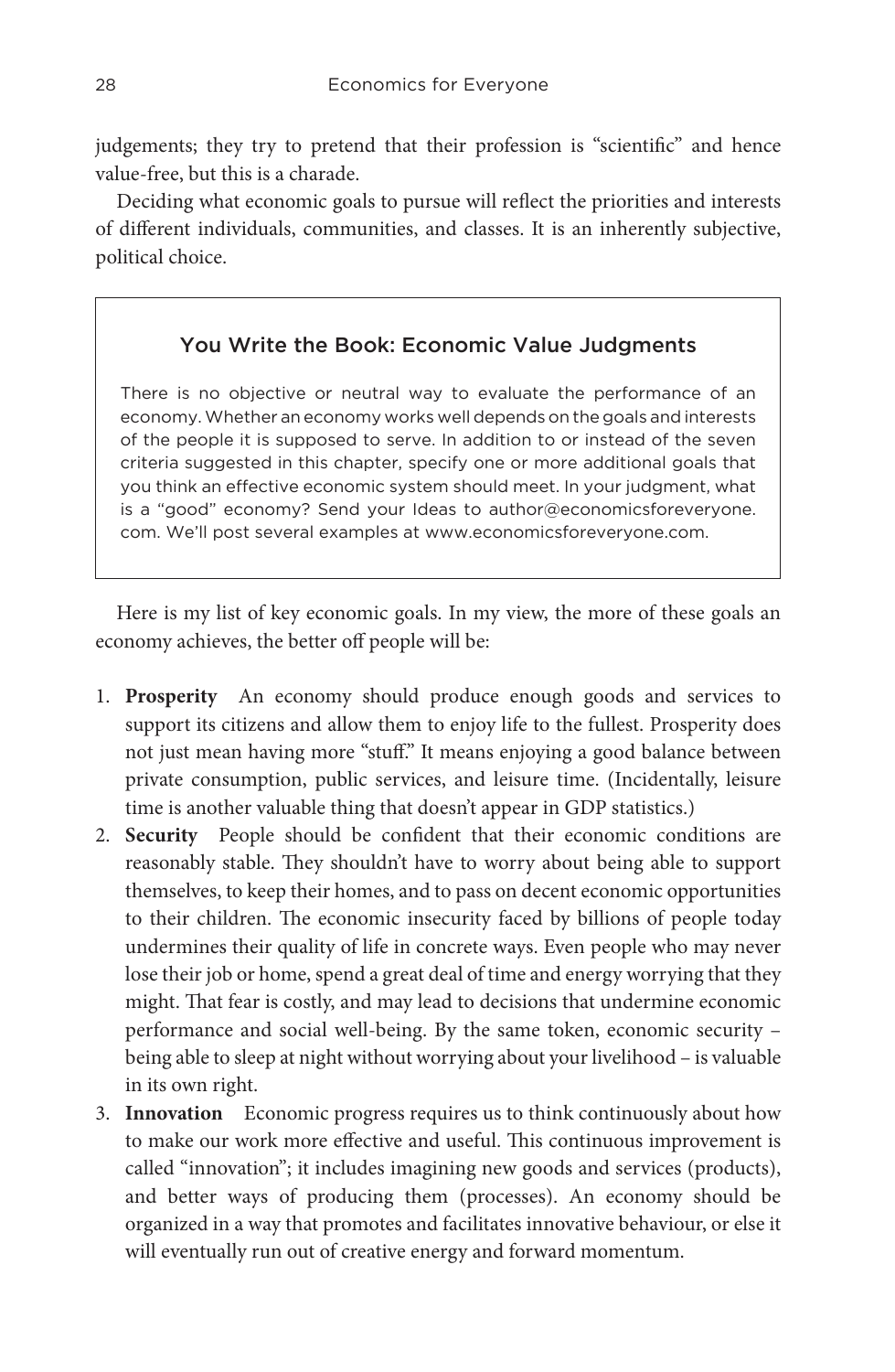judgements; they try to pretend that their profession is "scientific" and hence value-free, but this is a charade.

Deciding what economic goals to pursue will reflect the priorities and interests of different individuals, communities, and classes. It is an inherently subjective, political choice.

> ### You Write the Book: Economic Value Judgments
>
> There is no objective or neutral way to evaluate the performance of an economy. Whether an economy works well depends on the goals and interests of the people it is supposed to serve. In addition to or instead of the seven criteria suggested in this chapter, specify one or more additional goals that you think an effective economic system should meet. In your judgment, what is a "good" economy? Send your Ideas to author@economicsforeveryone.com. We'll post several examples at www.economicsforeveryone.com.

Here is my list of key economic goals. In my view, the more of these goals an economy achieves, the better off people will be:

1. **Prosperity** An economy should produce enough goods and services to support its citizens and allow them to enjoy life to the fullest. Prosperity does not just mean having more "stuff." It means enjoying a good balance between private consumption, public services, and leisure time. (Incidentally, leisure time is another valuable thing that doesn't appear in GDP statistics.)
2. **Security** People should be confident that their economic conditions are reasonably stable. They shouldn't have to worry about being able to support themselves, to keep their homes, and to pass on decent economic opportunities to their children. The economic insecurity faced by billions of people today undermines their quality of life in concrete ways. Even people who may never lose their job or home, spend a great deal of time and energy worrying that they might. That fear is costly, and may lead to decisions that undermine economic performance and social well-being. By the same token, economic security – being able to sleep at night without worrying about your livelihood – is valuable in its own right.
3. **Innovation** Economic progress requires us to think continuously about how to make our work more effective and useful. This continuous improvement is called "innovation"; it includes imagining new goods and services (products), and better ways of producing them (processes). An economy should be organized in a way that promotes and facilitates innovative behaviour, or else it will eventually run out of creative energy and forward momentum.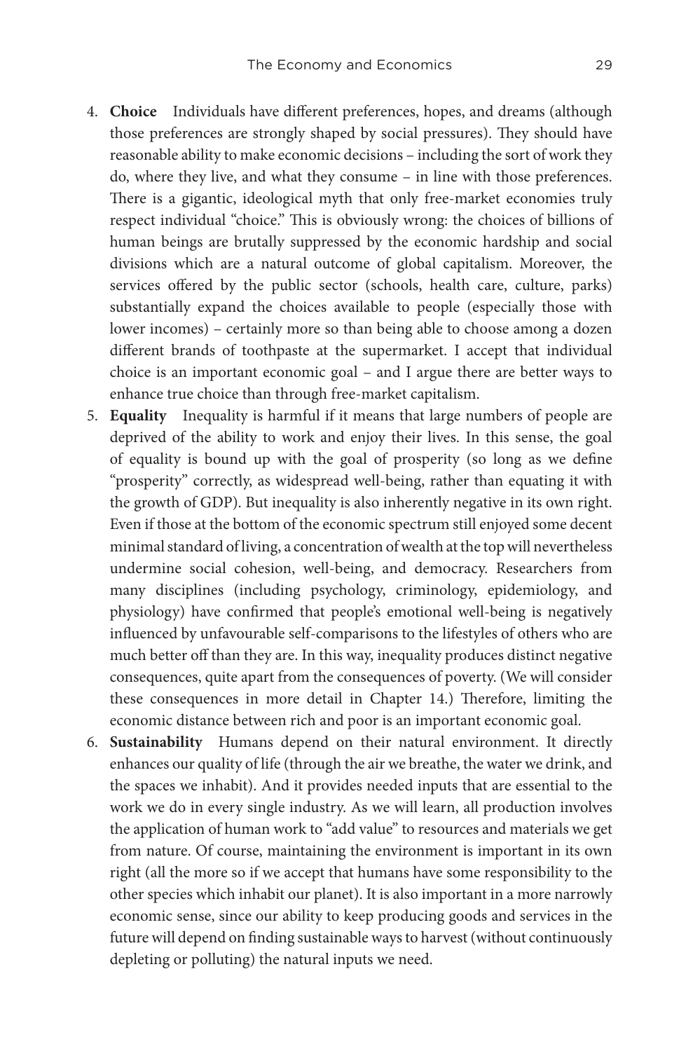4. **Choice** Individuals have different preferences, hopes, and dreams (although those preferences are strongly shaped by social pressures). They should have reasonable ability to make economic decisions – including the sort of work they do, where they live, and what they consume – in line with those preferences. There is a gigantic, ideological myth that only free-market economies truly respect individual "choice." This is obviously wrong: the choices of billions of human beings are brutally suppressed by the economic hardship and social divisions which are a natural outcome of global capitalism. Moreover, the services offered by the public sector (schools, health care, culture, parks) substantially expand the choices available to people (especially those with lower incomes) – certainly more so than being able to choose among a dozen different brands of toothpaste at the supermarket. I accept that individual choice is an important economic goal – and I argue there are better ways to enhance true choice than through free-market capitalism.
5. **Equality** Inequality is harmful if it means that large numbers of people are deprived of the ability to work and enjoy their lives. In this sense, the goal of equality is bound up with the goal of prosperity (so long as we define "prosperity" correctly, as widespread well-being, rather than equating it with the growth of GDP). But inequality is also inherently negative in its own right. Even if those at the bottom of the economic spectrum still enjoyed some decent minimal standard of living, a concentration of wealth at the top will nevertheless undermine social cohesion, well-being, and democracy. Researchers from many disciplines (including psychology, criminology, epidemiology, and physiology) have confirmed that people's emotional well-being is negatively influenced by unfavourable self-comparisons to the lifestyles of others who are much better off than they are. In this way, inequality produces distinct negative consequences, quite apart from the consequences of poverty. (We will consider these consequences in more detail in Chapter 14.) Therefore, limiting the economic distance between rich and poor is an important economic goal.
6. **Sustainability** Humans depend on their natural environment. It directly enhances our quality of life (through the air we breathe, the water we drink, and the spaces we inhabit). And it provides needed inputs that are essential to the work we do in every single industry. As we will learn, all production involves the application of human work to "add value" to resources and materials we get from nature. Of course, maintaining the environment is important in its own right (all the more so if we accept that humans have some responsibility to the other species which inhabit our planet). It is also important in a more narrowly economic sense, since our ability to keep producing goods and services in the future will depend on finding sustainable ways to harvest (without continuously depleting or polluting) the natural inputs we need.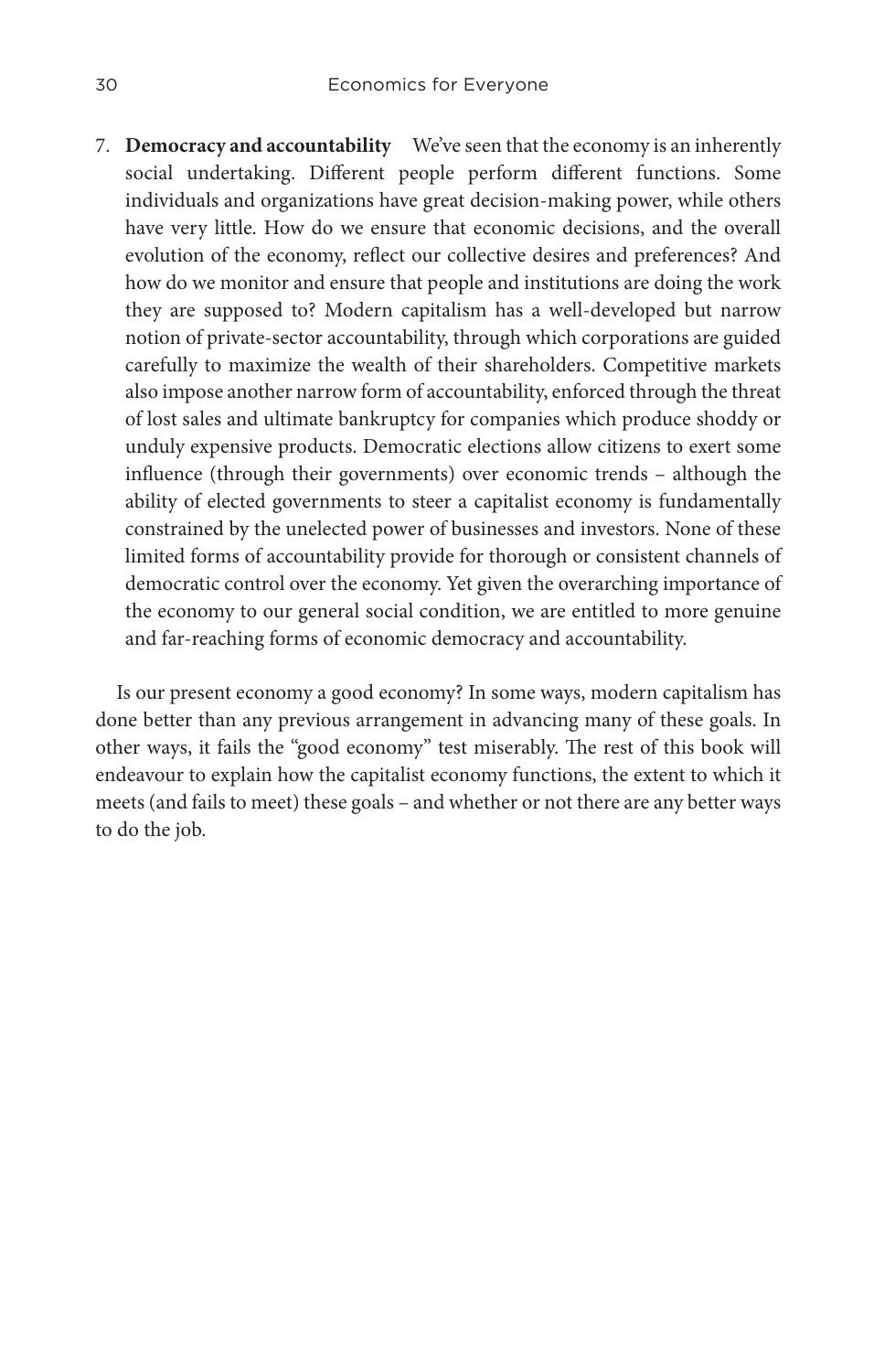7. **Democracy and accountability** We've seen that the economy is an inherently social undertaking. Different people perform different functions. Some individuals and organizations have great decision-making power, while others have very little. How do we ensure that economic decisions, and the overall evolution of the economy, reflect our collective desires and preferences? And how do we monitor and ensure that people and institutions are doing the work they are supposed to? Modern capitalism has a well-developed but narrow notion of private-sector accountability, through which corporations are guided carefully to maximize the wealth of their shareholders. Competitive markets also impose another narrow form of accountability, enforced through the threat of lost sales and ultimate bankruptcy for companies which produce shoddy or unduly expensive products. Democratic elections allow citizens to exert some influence (through their governments) over economic trends – although the ability of elected governments to steer a capitalist economy is fundamentally constrained by the unelected power of businesses and investors. None of these limited forms of accountability provide for thorough or consistent channels of democratic control over the economy. Yet given the overarching importance of the economy to our general social condition, we are entitled to more genuine and far-reaching forms of economic democracy and accountability.

Is our present economy a good economy? In some ways, modern capitalism has done better than any previous arrangement in advancing many of these goals. In other ways, it fails the "good economy" test miserably. The rest of this book will endeavour to explain how the capitalist economy functions, the extent to which it meets (and fails to meet) these goals – and whether or not there are any better ways to do the job.